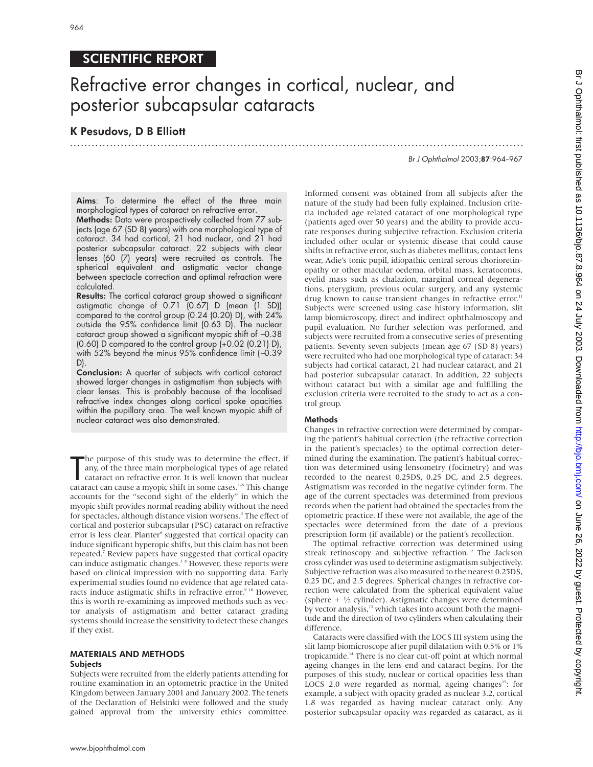SCIENTIFIC REPORT

# Refractive error changes in cortical, nuclear, and posterior subcapsular cataracts

**K Pesudovs, D B Elliott**

**Aims**: To determine the effect of the three main morphological types of cataract on refractive error.

**Methods:** Data were prospectively collected from 77 subjects (age 67 (SD 8) years) with one morphological type of cataract. 34 had cortical, 21 had nuclear, and 21 had posterior subcapsular cataract. 22 subjects with clear lenses (60 (7) years) were recruited as controls. The spherical equivalent and astigmatic vector change between spectacle correction and optimal refraction were calculated.

**Results:** The cortical cataract group showed a significant astigmatic change of 0.71 (0.67) D (mean (1 SD)) compared to the control group (0.24 (0.20) D), with 24% outside the 95% confidence limit (0.63 D). The nuclear cataract group showed a significant myopic shift of –0.38 (0.60) D compared to the control group (+0.02 (0.21) D), with 52% beyond the minus 95% confidence limit (–0.39 D).

**Conclusion:** A quarter of subjects with cortical cataract showed larger changes in astigmatism than subjects with clear lenses. This is probably because of the localised refractive index changes along cortical spoke opacities within the pupillary area. The well known myopic shift of nuclear cataract was also demonstrated.

The purpose of this study was to determine the effect, if any, of the three main morphological types of age related cataract on refractive error. It is well known that nuclear cataract can cause a myopic shift in some cases.[1–5] This change accounts for the "second sight of the elderly" in which the myopic shift provides normal reading ability without the need for spectacles, although distance vision worsens.[3] The effect of cortical and posterior subcapsular (PSC) cataract on refractive error is less clear. Planter[6] suggested that cortical opacity can induce significant hyperopic shifts, but this claim has not been repeated.[7] Review papers have suggested that cortical opacity can induce astigmatic changes.[3 8] However, these reports were based on clinical impression with no supporting data. Early experimental studies found no evidence that age related cataracts induce astigmatic shifts in refractive error.[9 10] However, this is worth re-examining as improved methods such as vector analysis of astigmatism and better cataract grading systems should increase the sensitivity to detect these changes if they exist.

## MATERIALS AND METHODS

### Subjects

Subjects were recruited from the elderly patients attending for routine examination in an optometric practice in the United Kingdom between January 2001 and January 2002. The tenets of the Declaration of Helsinki were followed and the study gained approval from the university ethics committee. Informed consent was obtained from all subjects after the nature of the study had been fully explained. Inclusion criteria included age related cataract of one morphological type (patients aged over 50 years) and the ability to provide accurate responses during subjective refraction. Exclusion criteria included other ocular or systemic disease that could cause shifts in refractive error, such as diabetes mellitus, contact lens wear, Adie's tonic pupil, idiopathic central serous chorioretinopathy or other macular oedema, orbital mass, keratoconus, eyelid mass such as chalazion, marginal corneal degenerations, pterygium, previous ocular surgery, and any systemic drug known to cause transient changes in refractive error.[11] Subjects were screened using case history information, slit lamp biomicroscopy, direct and indirect ophthalmoscopy and pupil evaluation. No further selection was performed, and subjects were recruited from a consecutive series of presenting patients. Seventy seven subjects (mean age 67 (SD 8) years) were recruited who had one morphological type of cataract: 34 subjects had cortical cataract, 21 had nuclear cataract, and 21 had posterior subcapsular cataract. In addition, 22 subjects without cataract but with a similar age and fulfilling the exclusion criteria were recruited to the study to act as a control group.

### Methods

Changes in refractive correction were determined by comparing the patient's habitual correction (the refractive correction in the patient's spectacles) to the optimal correction determined during the examination. The patient's habitual correction was determined using lensometry (focimetry) and was recorded to the nearest 0.25DS, 0.25 DC, and 2.5 degrees. Astigmatism was recorded in the negative cylinder form. The age of the current spectacles was determined from previous records when the patient had obtained the spectacles from the optometric practice. If these were not available, the age of the spectacles were determined from the date of a previous prescription form (if available) or the patient's recollection.

The optimal refractive correction was determined using streak retinoscopy and subjective refraction.[12] The Jackson cross cylinder was used to determine astigmatism subjectively. Subjective refraction was also measured to the nearest 0.25DS, 0.25 DC, and 2.5 degrees. Spherical changes in refractive correction were calculated from the spherical equivalent value (sphere + ½ cylinder). Astigmatic changes were determined by vector analysis,[13] which takes into account both the magnitude and the direction of two cylinders when calculating their difference.

Cataracts were classified with the LOCS III system using the slit lamp biomicroscope after pupil dilatation with 0.5% or 1% tropicamide.[14] There is no clear cut-off point at which normal ageing changes in the lens end and cataract begins. For the purposes of this study, nuclear or cortical opacities less than LOCS 2.0 were regarded as normal, ageing changes[15]: for example, a subject with opacity graded as nuclear 3.2, cortical 1.8 was regarded as having nuclear cataract only. Any posterior subcapsular opacity was regarded as cataract, as it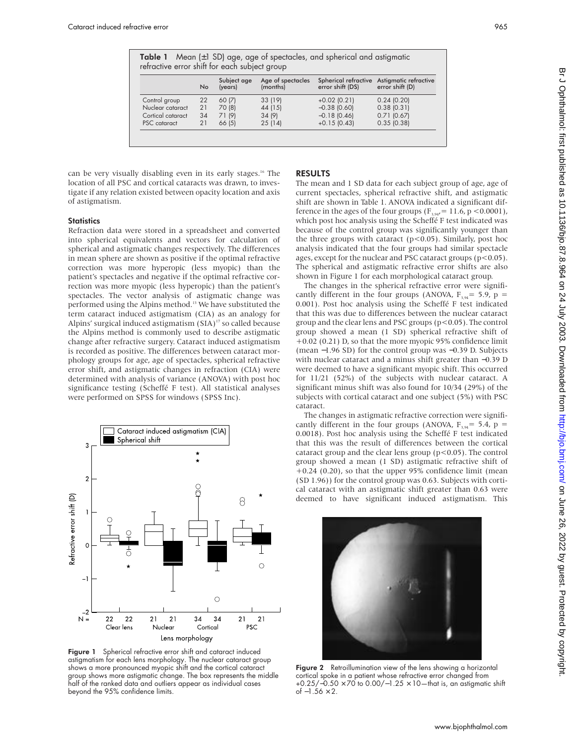**Table 1** Mean (±1 SD) age, age of spectacles, and spherical and astigmatic refractive error shift for each subject group

| | No | Subject age (years) | Age of spectacles (months) | Spherical refractive error shift (DS) | Astigmatic refractive error shift (D) |
|---|---|---|---|---|---|
| Control group | 22 | 60 (7) | 33 (19) | +0.02 (0.21) | 0.24 (0.20) |
| Nuclear cataract | 21 | 70 (8) | 44 (15) | −0.38 (0.60) | 0.38 (0.31) |
| Cortical cataract | 34 | 71 (9) | 34 (9) | −0.18 (0.46) | 0.71 (0.67) |
| PSC cataract | 21 | 66 (5) | 25 (14) | +0.15 (0.43) | 0.35 (0.38) |

can be very visually disabling even in its early stages.[16] The location of all PSC and cortical cataracts was drawn, to investigate if any relation existed between opacity location and axis of astigmatism.

### Statistics

Refraction data were stored in a spreadsheet and converted into spherical equivalents and vectors for calculation of spherical and astigmatic changes respectively. The differences in mean sphere are shown as positive if the optimal refractive correction was more hyperopic (less myopic) than the patient's spectacles and negative if the optimal refractive correction was more myopic (less hyperopic) than the patient's spectacles. The vector analysis of astigmatic change was performed using the Alpins method.[13] We have substituted the term cataract induced astigmatism (CIA) as an analogy for Alpins' surgical induced astigmatism (SIA)[17] so called because the Alpins method is commonly used to describe astigmatic change after refractive surgery. Cataract induced astigmatism is recorded as positive. The differences between cataract morphology groups for age, age of spectacles, spherical refractive error shift, and astigmatic changes in refraction (CIA) were determined with analysis of variance (ANOVA) with post hoc significance testing (Scheffé F test). All statistical analyses were performed on SPSS for windows (SPSS Inc).

**Figure 1** Spherical refractive error shift and cataract induced astigmatism for each lens morphology. The nuclear cataract group shows a more pronounced myopic shift and the cortical cataract group shows more astigmatic change. The box represents the middle half of the ranked data and outliers appear as individual cases beyond the 95% confidence limits.

## RESULTS

The mean and 1 SD data for each subject group of age, age of current spectacles, spherical refractive shift, and astigmatic shift are shown in Table 1. ANOVA indicated a significant difference in the ages of the four groups ($F_{3,94} = 11.6$, $p < 0.0001$), which post hoc analysis using the Scheffé F test indicated was because of the control group was significantly younger than the three groups with cataract ($p < 0.05$). Similarly, post hoc analysis indicated that the four groups had similar spectacle ages, except for the nuclear and PSC cataract groups ($p < 0.05$). The spherical and astigmatic refractive error shifts are also shown in Figure 1 for each morphological cataract group.

The changes in the spherical refractive error were significantly different in the four groups (ANOVA, $F_{3,94} = 5.9$, $p = 0.001$). Post hoc analysis using the Scheffé F test indicated that this was due to differences between the nuclear cataract group and the clear lens and PSC groups ($p < 0.05$). The control group showed a mean (1 SD) spherical refractive shift of +0.02 (0.21) D, so that the more myopic 95% confidence limit (mean −1.96 SD) for the control group was −0.39 D. Subjects with nuclear cataract and a minus shift greater than −0.39 D were deemed to have a significant myopic shift. This occurred for 11/21 (52%) of the subjects with nuclear cataract. A significant minus shift was also found for 10/34 (29%) of the subjects with cortical cataract and one subject (5%) with PSC cataract.

The changes in astigmatic refractive correction were significantly different in the four groups (ANOVA, $F_{3,94} = 5.4$, $p = 0.0018$). Post hoc analysis using the Scheffé F test indicated that this was the result of differences between the cortical cataract group and the clear lens group ($p < 0.05$). The control group showed a mean (1 SD) astigmatic refractive shift of +0.24 (0.20), so that the upper 95% confidence limit (mean (SD 1.96)) for the control group was 0.63. Subjects with cortical cataract with an astigmatic shift greater than 0.63 were deemed to have significant induced astigmatism. This

**Figure 2** Retroillumination view of the lens showing a horizontal cortical spoke in a patient whose refractive error changed from +0.25/−0.50 ×70 to 0.00/−1.25 ×10—that is, an astigmatic shift of −1.56 ×2.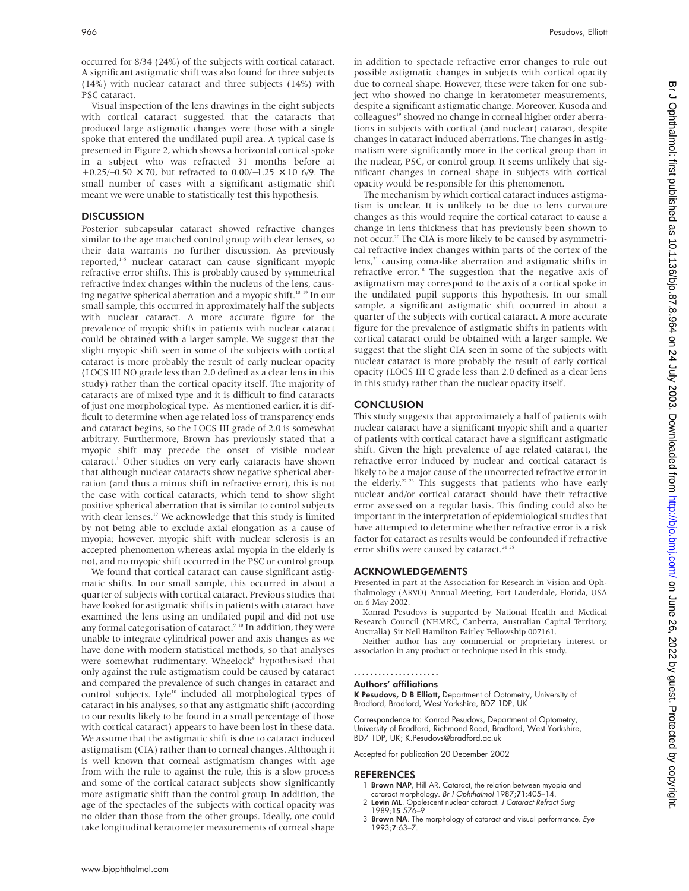occurred for 8/34 (24%) of the subjects with cortical cataract. A significant astigmatic shift was also found for three subjects (14%) with nuclear cataract and three subjects (14%) with PSC cataract.

Visual inspection of the lens drawings in the eight subjects with cortical cataract suggested that the cataracts that produced large astigmatic changes were those with a single spoke that entered the undilated pupil area. A typical case is presented in Figure 2, which shows a horizontal cortical spoke in a subject who was refracted 31 months before at +0.25/−0.50 × 70, but refracted to 0.00/−1.25 × 10 6/9. The small number of cases with a significant astigmatic shift meant we were unable to statistically test this hypothesis.

## DISCUSSION

Posterior subcapsular cataract showed refractive changes similar to the age matched control group with clear lenses, so their data warrants no further discussion. As previously reported,[1–5] nuclear cataract can cause significant myopic refractive error shifts. This is probably caused by symmetrical refractive index changes within the nucleus of the lens, causing negative spherical aberration and a myopic shift.[18 19] In our small sample, this occurred in approximately half the subjects with nuclear cataract. A more accurate figure for the prevalence of myopic shifts in patients with nuclear cataract could be obtained with a larger sample. We suggest that the slight myopic shift seen in some of the subjects with cortical cataract is more probably the result of early nuclear opacity (LOCS III NO grade less than 2.0 defined as a clear lens in this study) rather than the cortical opacity itself. The majority of cataracts are of mixed type and it is difficult to find cataracts of just one morphological type.[1] As mentioned earlier, it is difficult to determine when age related loss of transparency ends and cataract begins, so the LOCS III grade of 2.0 is somewhat arbitrary. Furthermore, Brown has previously stated that a myopic shift may precede the onset of visible nuclear cataract.[1] Other studies on very early cataracts have shown that although nuclear cataracts show negative spherical aberration (and thus a minus shift in refractive error), this is not the case with cortical cataracts, which tend to show slight positive spherical aberration that is similar to control subjects with clear lenses.[19] We acknowledge that this study is limited by not being able to exclude axial elongation as a cause of myopia; however, myopic shift with nuclear sclerosis is an accepted phenomenon whereas axial myopia in the elderly is not, and no myopic shift occurred in the PSC or control group.

We found that cortical cataract can cause significant astigmatic shifts. In our small sample, this occurred in about a quarter of subjects with cortical cataract. Previous studies that have looked for astigmatic shifts in patients with cataract have examined the lens using an undilated pupil and did not use any formal categorisation of cataract.[9 10] In addition, they were unable to integrate cylindrical power and axis changes as we have done with modern statistical methods, so that analyses were somewhat rudimentary. Wheelock[9] hypothesised that only against the rule astigmatism could be caused by cataract and compared the prevalence of such changes in cataract and control subjects. Lyle[10] included all morphological types of cataract in his analyses, so that any astigmatic shift (according to our results likely to be found in a small percentage of those with cortical cataract) appears to have been lost in these data. We assume that the astigmatic shift is due to cataract induced astigmatism (CIA) rather than to corneal changes. Although it is well known that corneal astigmatism changes with age from with the rule to against the rule, this is a slow process and some of the cortical cataract subjects show significantly more astigmatic shift than the control group. In addition, the age of the spectacles of the subjects with cortical opacity was no older than those from the other groups. Ideally, one could take longitudinal keratometer measurements of corneal shape in addition to spectacle refractive error changes to rule out possible astigmatic changes in subjects with cortical opacity due to corneal shape. However, these were taken for one subject who showed no change in keratometer measurements, despite a significant astigmatic change. Moreover, Kusoda and colleagues[19] showed no change in corneal higher order aberrations in subjects with cortical (and nuclear) cataract, despite changes in cataract induced aberrations. The changes in astigmatism were significantly more in the cortical group than in the nuclear, PSC, or control group. It seems unlikely that significant changes in corneal shape in subjects with cortical opacity would be responsible for this phenomenon.

The mechanism by which cortical cataract induces astigmatism is unclear. It is unlikely to be due to lens curvature changes as this would require the cortical cataract to cause a change in lens thickness that has previously been shown to not occur.[20] The CIA is more likely to be caused by asymmetrical refractive index changes within parts of the cortex of the lens,[21] causing coma-like aberration and astigmatic shifts in refractive error.[18] The suggestion that the negative axis of astigmatism may correspond to the axis of a cortical spoke in the undilated pupil supports this hypothesis. In our small sample, a significant astigmatic shift occurred in about a quarter of the subjects with cortical cataract. A more accurate figure for the prevalence of astigmatic shifts in patients with cortical cataract could be obtained with a larger sample. We suggest that the slight CIA seen in some of the subjects with nuclear cataract is more probably the result of early cortical opacity (LOCS III C grade less than 2.0 defined as a clear lens in this study) rather than the nuclear opacity itself.

## CONCLUSION

This study suggests that approximately a half of patients with nuclear cataract have a significant myopic shift and a quarter of patients with cortical cataract have a significant astigmatic shift. Given the high prevalence of age related cataract, the refractive error induced by nuclear and cortical cataract is likely to be a major cause of the uncorrected refractive error in the elderly.[22 23] This suggests that patients who have early nuclear and/or cortical cataract should have their refractive error assessed on a regular basis. This finding could also be important in the interpretation of epidemiological studies that have attempted to determine whether refractive error is a risk factor for cataract as results would be confounded if refractive error shifts were caused by cataract.[24 25]

## ACKNOWLEDGEMENTS

Presented in part at the Association for Research in Vision and Ophthalmology (ARVO) Annual Meeting, Fort Lauderdale, Florida, USA on 6 May 2002.

Konrad Pesudovs is supported by National Health and Medical Research Council (NHMRC, Canberra, Australian Capital Territory, Australia) Sir Neil Hamilton Fairley Fellowship 007161.

Neither author has any commercial or proprietary interest or association in any product or technique used in this study.

### Authors' affiliations

**K Pesudovs, D B Elliott,** Department of Optometry, University of Bradford, Bradford, West Yorkshire, BD7 1DP, UK

Correspondence to: Konrad Pesudovs, Department of Optometry, University of Bradford, Richmond Road, Bradford, West Yorkshire, BD7 1DP, UK; K.Pesudovs@bradford.ac.uk

Accepted for publication 20 December 2002

## REFERENCES

1. **Brown NAP**, Hill AR. Cataract, the relation between myopia and cataract morphology. *Br J Ophthalmol* 1987;**71**:405–14.
2. **Levin ML**. Opalescent nuclear cataract. *J Cataract Refract Surg* 1989;**15**:576–9.
3. **Brown NA**. The morphology of cataract and visual performance. *Eye* 1993;**7**:63–7.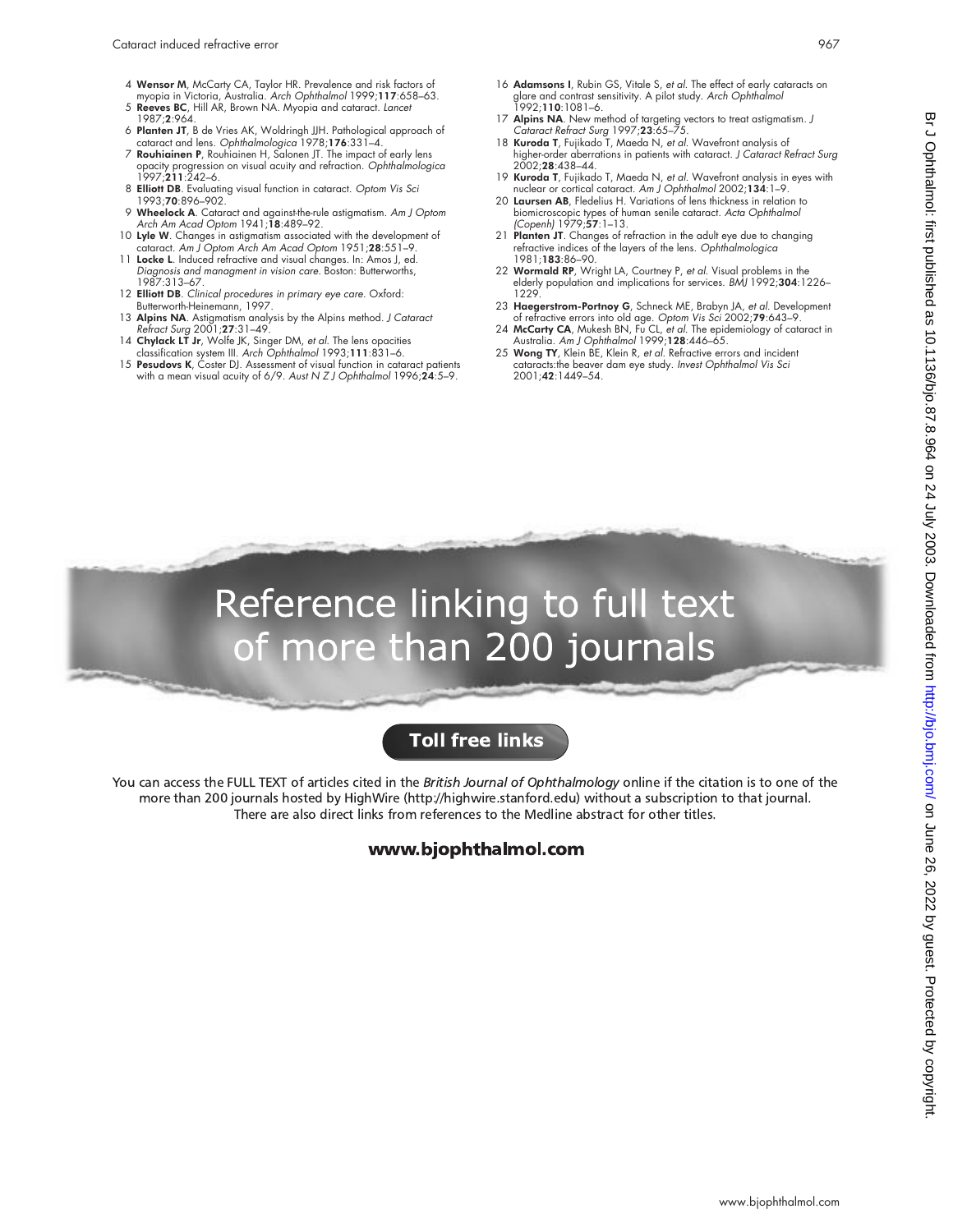4 **Wensor M**, McCarty CA, Taylor HR. Prevalence and risk factors of myopia in Victoria, Australia. *Arch Ophthalmol* 1999;**117**:658–63.
5 **Reeves BC**, Hill AR, Brown NA. Myopia and cataract. *Lancet* 1987;**2**:964.
6 **Planten JT**, B de Vries AK, Woldringh JJH. Pathological approach of cataract and lens. *Ophthalmologica* 1978;**176**:331–4.
7 **Rouhiainen P**, Rouhiainen H, Salonen JT. The impact of early lens opacity progression on visual acuity and refraction. *Ophthalmologica* 1997;**211**:242–6.
8 **Elliott DB**. Evaluating visual function in cataract. *Optom Vis Sci* 1993;**70**:896–902.
9 **Wheelock A**. Cataract and against-the-rule astigmatism. *Am J Optom Arch Am Acad Optom* 1941;**18**:489–92.
10 **Lyle W**. Changes in astigmatism associated with the development of cataract. *Am J Optom Arch Am Acad Optom* 1951;**28**:551–9.
11 **Locke L**. Induced refractive and visual changes. In: Amos J, ed. *Diagnosis and managment in vision care*. Boston: Butterworths, 1987:313–67.
12 **Elliott DB**. *Clinical procedures in primary eye care*. Oxford: Butterworth-Heinemann, 1997.
13 **Alpins NA**. Astigmatism analysis by the Alpins method. *J Cataract Refract Surg* 2001;**27**:31–49.
14 **Chylack LT Jr**, Wolfe JK, Singer DM, *et al*. The lens opacities classification system III. *Arch Ophthalmol* 1993;**111**:831–6.
15 **Pesudovs K**, Coster DJ. Assessment of visual function in cataract patients with a mean visual acuity of 6/9. *Aust N Z J Ophthalmol* 1996;**24**:5–9.
16 **Adamsons I**, Rubin GS, Vitale S, *et al*. The effect of early cataracts on glare and contrast sensitivity. A pilot study. *Arch Ophthalmol* 1992;**110**:1081–6.
17 **Alpins NA**. New method of targeting vectors to treat astigmatism. *J Cataract Refract Surg* 1997;**23**:65–75.
18 **Kuroda T**, Fujikado T, Maeda N, *et al*. Wavefront analysis of higher-order aberrations in patients with cataract. *J Cataract Refract Surg* 2002;**28**:438–44.
19 **Kuroda T**, Fujikado T, Maeda N, *et al*. Wavefront analysis in eyes with nuclear or cortical cataract. *Am J Ophthalmol* 2002;**134**:1–9.
20 **Laursen AB**, Fledelius H. Variations of lens thickness in relation to biomicroscopic types of human senile cataract. *Acta Ophthalmol (Copenh)* 1979;**57**:1–13.
21 **Planten JT**. Changes of refraction in the adult eye due to changing refractive indices of the layers of the lens. *Ophthalmologica* 1981;**183**:86–90.
22 **Wormald RP**, Wright LA, Courtney P, *et al*. Visual problems in the elderly population and implications for services. *BMJ* 1992;**304**:1226–1229.
23 **Haegerstrom-Portnoy G**, Schneck ME, Brabyn JA, *et al*. Development of refractive errors into old age. *Optom Vis Sci* 2002;**79**:643–9.
24 **McCarty CA**, Mukesh BN, Fu CL, *et al*. The epidemiology of cataract in Australia. *Am J Ophthalmol* 1999;**128**:446–65.
25 **Wong TY**, Klein BE, Klein R, *et al*. Refractive errors and incident cataracts:the beaver dam eye study. *Invest Ophthalmol Vis Sci* 2001;**42**:1449–54.

Reference linking to full text of more than 200 journals

**Toll free links**

You can access the FULL TEXT of articles cited in the *British Journal of Ophthalmology* online if the citation is to one of the more than 200 journals hosted by HighWire (http://highwire.stanford.edu) without a subscription to that journal. There are also direct links from references to the Medline abstract for other titles.

**www.bjophthalmol.com**